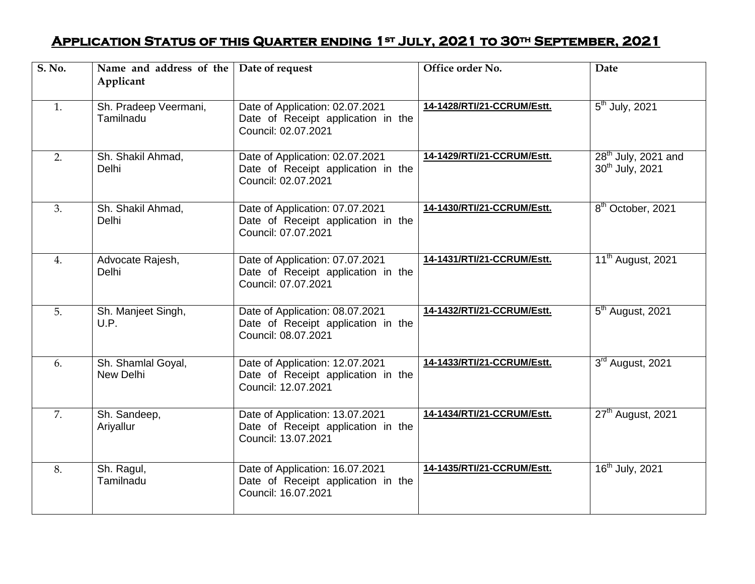# Application Status of this Quarter ending 1st July, 2021 to 30th September, 2021

| S. No. | Name and address of the Applicant | Date of request | Office order No. | Date |
|---|---|---|---|---|
| 1. | Sh. Pradeep Veermani, Tamilnadu | Date of Application: 02.07.2021 Date of Receipt application in the Council: 02.07.2021 | 14-1428/RTI/21-CCRUM/Estt. | 5th July, 2021 |
| 2. | Sh. Shakil Ahmad, Delhi | Date of Application: 02.07.2021 Date of Receipt application in the Council: 02.07.2021 | 14-1429/RTI/21-CCRUM/Estt. | 28th July, 2021 and 30th July, 2021 |
| 3. | Sh. Shakil Ahmad, Delhi | Date of Application: 07.07.2021 Date of Receipt application in the Council: 07.07.2021 | 14-1430/RTI/21-CCRUM/Estt. | 8th October, 2021 |
| 4. | Advocate Rajesh, Delhi | Date of Application: 07.07.2021 Date of Receipt application in the Council: 07.07.2021 | 14-1431/RTI/21-CCRUM/Estt. | 11th August, 2021 |
| 5. | Sh. Manjeet Singh, U.P. | Date of Application: 08.07.2021 Date of Receipt application in the Council: 08.07.2021 | 14-1432/RTI/21-CCRUM/Estt. | 5th August, 2021 |
| 6. | Sh. Shamlal Goyal, New Delhi | Date of Application: 12.07.2021 Date of Receipt application in the Council: 12.07.2021 | 14-1433/RTI/21-CCRUM/Estt. | 3rd August, 2021 |
| 7. | Sh. Sandeep, Ariyallur | Date of Application: 13.07.2021 Date of Receipt application in the Council: 13.07.2021 | 14-1434/RTI/21-CCRUM/Estt. | 27th August, 2021 |
| 8. | Sh. Ragul, Tamilnadu | Date of Application: 16.07.2021 Date of Receipt application in the Council: 16.07.2021 | 14-1435/RTI/21-CCRUM/Estt. | 16th July, 2021 |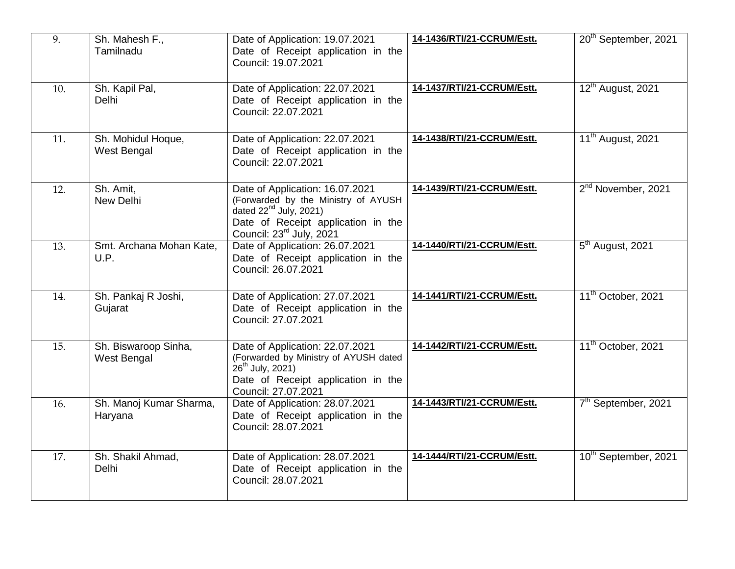| 9. | Sh. Mahesh F., Tamilnadu | Date of Application: 19.07.2021 Date of Receipt application in the Council: 19.07.2021 | **14-1436/RTI/21-CCRUM/Estt.** | 20th September, 2021 |
|---|---|---|---|---|
| 10. | Sh. Kapil Pal, Delhi | Date of Application: 22.07.2021 Date of Receipt application in the Council: 22.07.2021 | **14-1437/RTI/21-CCRUM/Estt.** | 12th August, 2021 |
| 11. | Sh. Mohidul Hoque, West Bengal | Date of Application: 22.07.2021 Date of Receipt application in the Council: 22.07.2021 | **14-1438/RTI/21-CCRUM/Estt.** | 11th August, 2021 |
| 12. | Sh. Amit, New Delhi | Date of Application: 16.07.2021 (Forwarded by the Ministry of AYUSH dated 22nd July, 2021) Date of Receipt application in the Council: 23rd July, 2021 | **14-1439/RTI/21-CCRUM/Estt.** | 2nd November, 2021 |
| 13. | Smt. Archana Mohan Kate, U.P. | Date of Application: 26.07.2021 Date of Receipt application in the Council: 26.07.2021 | **14-1440/RTI/21-CCRUM/Estt.** | 5th August, 2021 |
| 14. | Sh. Pankaj R Joshi, Gujarat | Date of Application: 27.07.2021 Date of Receipt application in the Council: 27.07.2021 | **14-1441/RTI/21-CCRUM/Estt.** | 11th October, 2021 |
| 15. | Sh. Biswaroop Sinha, West Bengal | Date of Application: 22.07.2021 (Forwarded by Ministry of AYUSH dated 26th July, 2021) Date of Receipt application in the Council: 27.07.2021 | **14-1442/RTI/21-CCRUM/Estt.** | 11th October, 2021 |
| 16. | Sh. Manoj Kumar Sharma, Haryana | Date of Application: 28.07.2021 Date of Receipt application in the Council: 28.07.2021 | **14-1443/RTI/21-CCRUM/Estt.** | 7th September, 2021 |
| 17. | Sh. Shakil Ahmad, Delhi | Date of Application: 28.07.2021 Date of Receipt application in the Council: 28.07.2021 | **14-1444/RTI/21-CCRUM/Estt.** | 10th September, 2021 |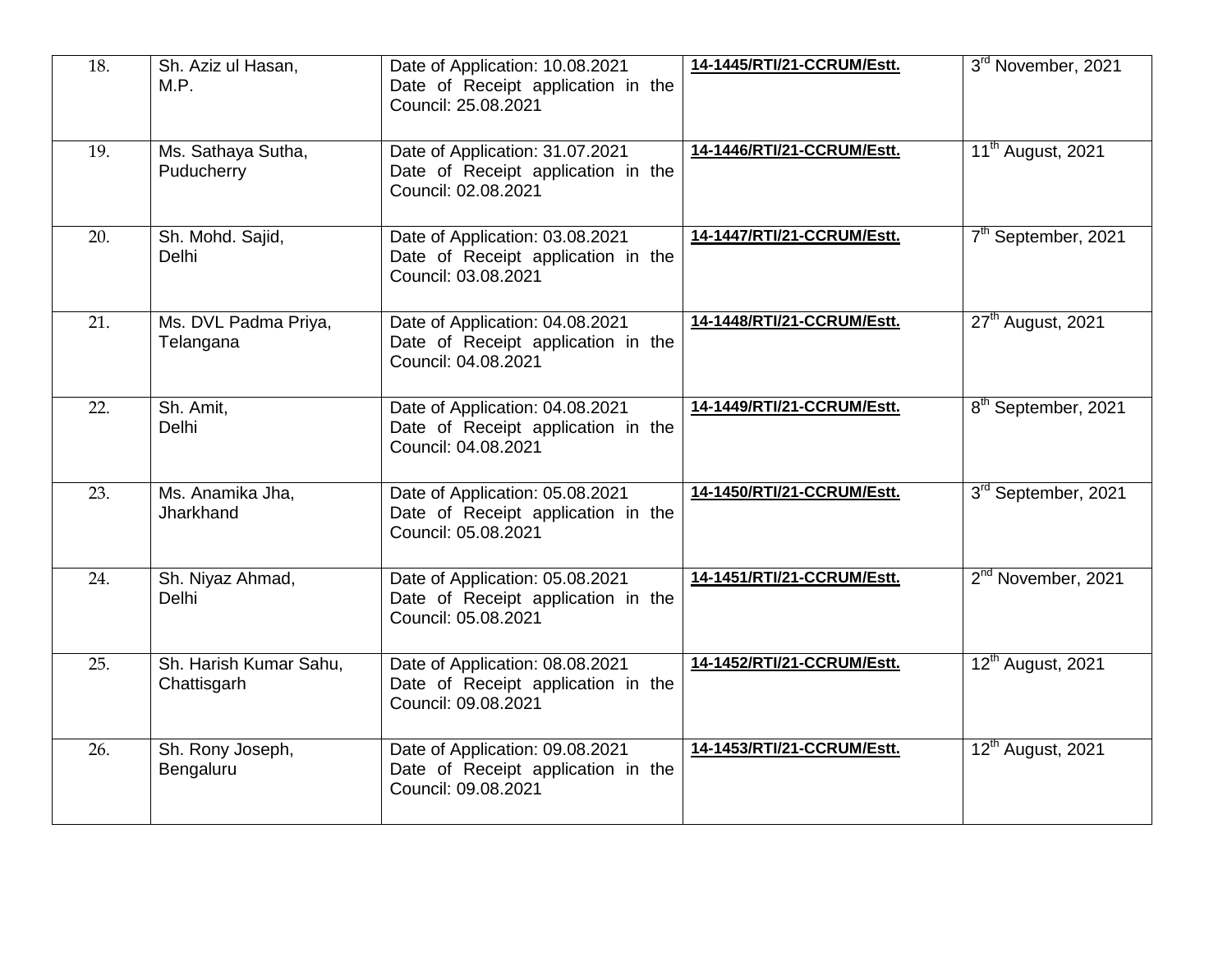| | | | | |
|---|---|---|---|---|
| 18. | Sh. Aziz ul Hasan,<br>M.P. | Date of Application: 10.08.2021<br>Date of Receipt application in the Council: 25.08.2021 | **14-1445/RTI/21-CCRUM/Estt.** | 3rd November, 2021 |
| 19. | Ms. Sathaya Sutha,<br>Puducherry | Date of Application: 31.07.2021<br>Date of Receipt application in the Council: 02.08.2021 | **14-1446/RTI/21-CCRUM/Estt.** | 11th August, 2021 |
| 20. | Sh. Mohd. Sajid,<br>Delhi | Date of Application: 03.08.2021<br>Date of Receipt application in the Council: 03.08.2021 | **14-1447/RTI/21-CCRUM/Estt.** | 7th September, 2021 |
| 21. | Ms. DVL Padma Priya,<br>Telangana | Date of Application: 04.08.2021<br>Date of Receipt application in the Council: 04.08.2021 | **14-1448/RTI/21-CCRUM/Estt.** | 27th August, 2021 |
| 22. | Sh. Amit,<br>Delhi | Date of Application: 04.08.2021<br>Date of Receipt application in the Council: 04.08.2021 | **14-1449/RTI/21-CCRUM/Estt.** | 8th September, 2021 |
| 23. | Ms. Anamika Jha,<br>Jharkhand | Date of Application: 05.08.2021<br>Date of Receipt application in the Council: 05.08.2021 | **14-1450/RTI/21-CCRUM/Estt.** | 3rd September, 2021 |
| 24. | Sh. Niyaz Ahmad,<br>Delhi | Date of Application: 05.08.2021<br>Date of Receipt application in the Council: 05.08.2021 | **14-1451/RTI/21-CCRUM/Estt.** | 2nd November, 2021 |
| 25. | Sh. Harish Kumar Sahu,<br>Chattisgarh | Date of Application: 08.08.2021<br>Date of Receipt application in the Council: 09.08.2021 | **14-1452/RTI/21-CCRUM/Estt.** | 12th August, 2021 |
| 26. | Sh. Rony Joseph,<br>Bengaluru | Date of Application: 09.08.2021<br>Date of Receipt application in the Council: 09.08.2021 | **14-1453/RTI/21-CCRUM/Estt.** | 12th August, 2021 |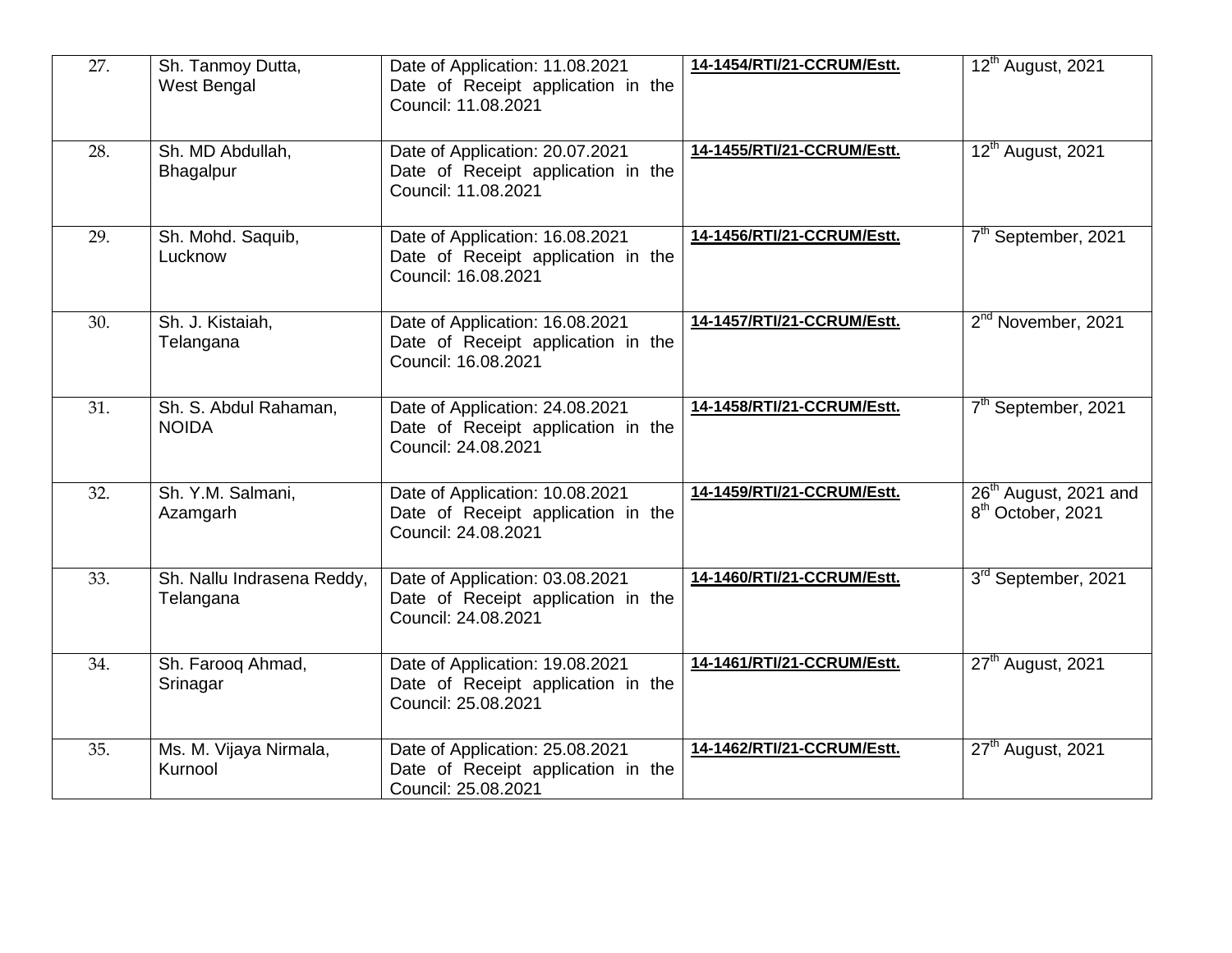| | | | | |
|---|---|---|---|---|
| 27. | Sh. Tanmoy Dutta,<br>West Bengal | Date of Application: 11.08.2021<br>Date of Receipt application in the Council: 11.08.2021 | **14-1454/RTI/21-CCRUM/Estt.** | 12th August, 2021 |
| 28. | Sh. MD Abdullah,<br>Bhagalpur | Date of Application: 20.07.2021<br>Date of Receipt application in the Council: 11.08.2021 | **14-1455/RTI/21-CCRUM/Estt.** | 12th August, 2021 |
| 29. | Sh. Mohd. Saquib,<br>Lucknow | Date of Application: 16.08.2021<br>Date of Receipt application in the Council: 16.08.2021 | **14-1456/RTI/21-CCRUM/Estt.** | 7th September, 2021 |
| 30. | Sh. J. Kistaiah,<br>Telangana | Date of Application: 16.08.2021<br>Date of Receipt application in the Council: 16.08.2021 | **14-1457/RTI/21-CCRUM/Estt.** | 2nd November, 2021 |
| 31. | Sh. S. Abdul Rahaman,<br>NOIDA | Date of Application: 24.08.2021<br>Date of Receipt application in the Council: 24.08.2021 | **14-1458/RTI/21-CCRUM/Estt.** | 7th September, 2021 |
| 32. | Sh. Y.M. Salmani,<br>Azamgarh | Date of Application: 10.08.2021<br>Date of Receipt application in the Council: 24.08.2021 | **14-1459/RTI/21-CCRUM/Estt.** | 26th August, 2021 and 8th October, 2021 |
| 33. | Sh. Nallu Indrasena Reddy,<br>Telangana | Date of Application: 03.08.2021<br>Date of Receipt application in the Council: 24.08.2021 | **14-1460/RTI/21-CCRUM/Estt.** | 3rd September, 2021 |
| 34. | Sh. Farooq Ahmad,<br>Srinagar | Date of Application: 19.08.2021<br>Date of Receipt application in the Council: 25.08.2021 | **14-1461/RTI/21-CCRUM/Estt.** | 27th August, 2021 |
| 35. | Ms. M. Vijaya Nirmala,<br>Kurnool | Date of Application: 25.08.2021<br>Date of Receipt application in the Council: 25.08.2021 | **14-1462/RTI/21-CCRUM/Estt.** | 27th August, 2021 |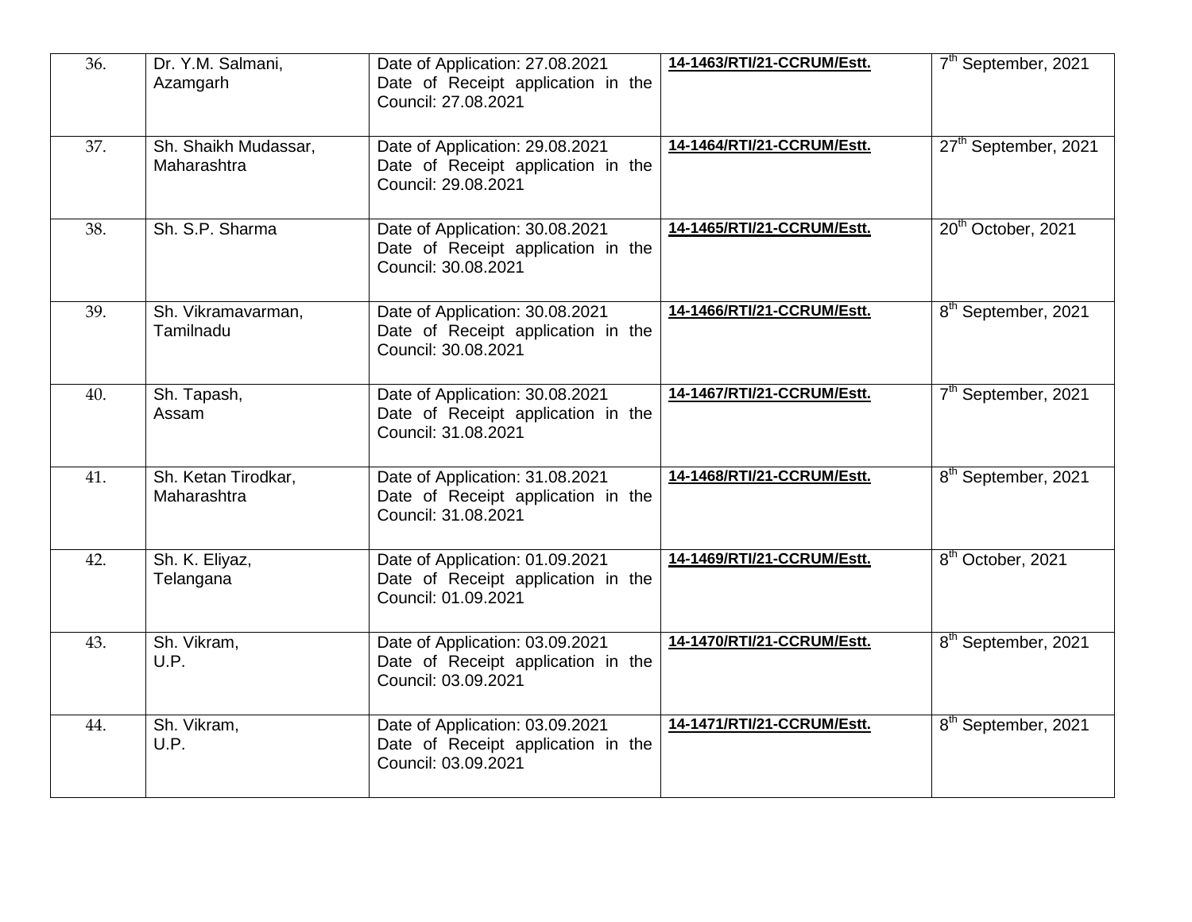| 36. | Dr. Y.M. Salmani, Azamgarh | Date of Application: 27.08.2021 Date of Receipt application in the Council: 27.08.2021 | **14-1463/RTI/21-CCRUM/Estt.** | 7th September, 2021 |
|---|---|---|---|---|
| 37. | Sh. Shaikh Mudassar, Maharashtra | Date of Application: 29.08.2021 Date of Receipt application in the Council: 29.08.2021 | **14-1464/RTI/21-CCRUM/Estt.** | 27th September, 2021 |
| 38. | Sh. S.P. Sharma | Date of Application: 30.08.2021 Date of Receipt application in the Council: 30.08.2021 | **14-1465/RTI/21-CCRUM/Estt.** | 20th October, 2021 |
| 39. | Sh. Vikramavarman, Tamilnadu | Date of Application: 30.08.2021 Date of Receipt application in the Council: 30.08.2021 | **14-1466/RTI/21-CCRUM/Estt.** | 8th September, 2021 |
| 40. | Sh. Tapash, Assam | Date of Application: 30.08.2021 Date of Receipt application in the Council: 31.08.2021 | **14-1467/RTI/21-CCRUM/Estt.** | 7th September, 2021 |
| 41. | Sh. Ketan Tirodkar, Maharashtra | Date of Application: 31.08.2021 Date of Receipt application in the Council: 31.08.2021 | **14-1468/RTI/21-CCRUM/Estt.** | 8th September, 2021 |
| 42. | Sh. K. Eliyaz, Telangana | Date of Application: 01.09.2021 Date of Receipt application in the Council: 01.09.2021 | **14-1469/RTI/21-CCRUM/Estt.** | 8th October, 2021 |
| 43. | Sh. Vikram, U.P. | Date of Application: 03.09.2021 Date of Receipt application in the Council: 03.09.2021 | **14-1470/RTI/21-CCRUM/Estt.** | 8th September, 2021 |
| 44. | Sh. Vikram, U.P. | Date of Application: 03.09.2021 Date of Receipt application in the Council: 03.09.2021 | **14-1471/RTI/21-CCRUM/Estt.** | 8th September, 2021 |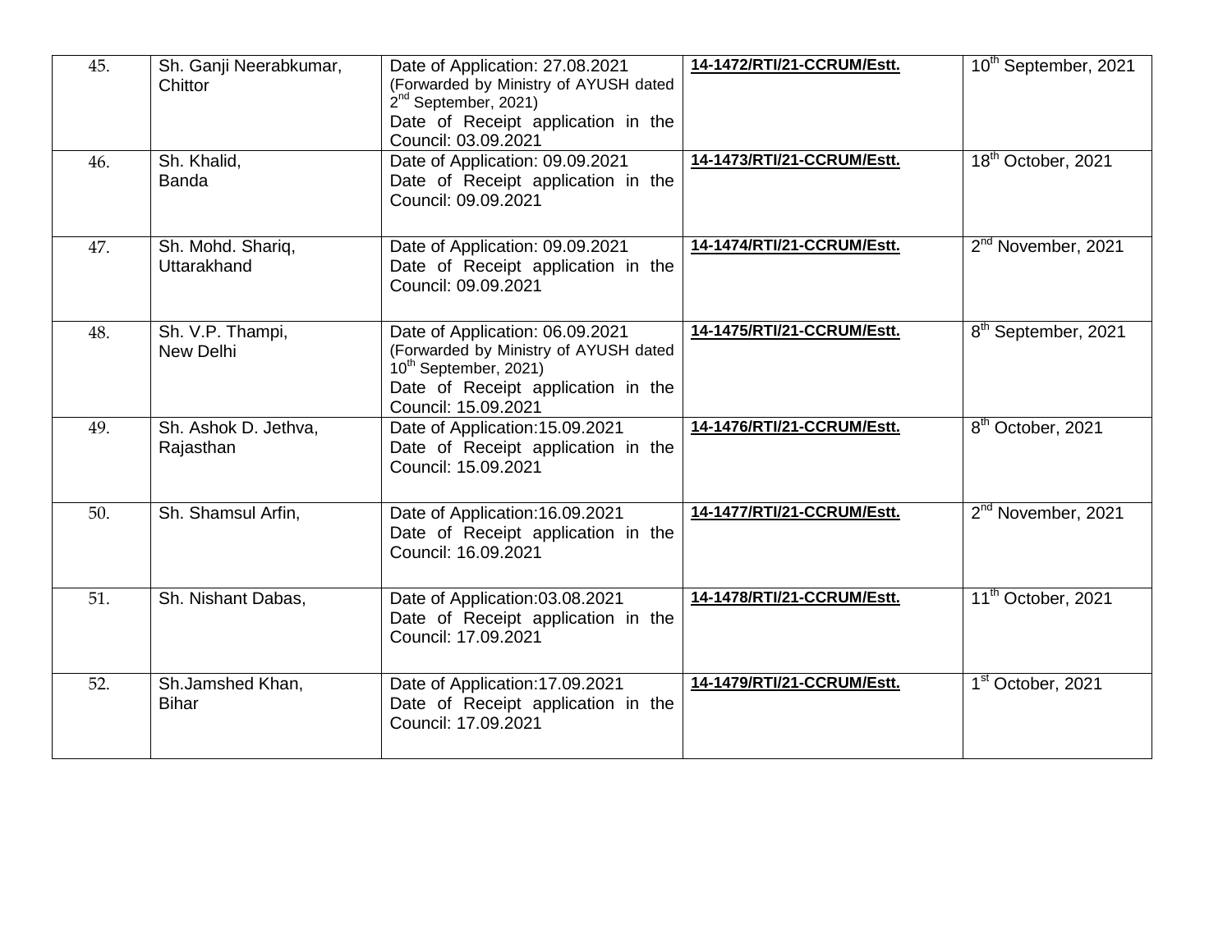| 45. | Sh. Ganji Neerabkumar, Chittor | Date of Application: 27.08.2021 (Forwarded by Ministry of AYUSH dated 2nd September, 2021) Date of Receipt application in the Council: 03.09.2021 | **14-1472/RTI/21-CCRUM/Estt.** | 10th September, 2021 |
|---|---|---|---|---|
| 46. | Sh. Khalid, Banda | Date of Application: 09.09.2021 Date of Receipt application in the Council: 09.09.2021 | **14-1473/RTI/21-CCRUM/Estt.** | 18th October, 2021 |
| 47. | Sh. Mohd. Shariq, Uttarakhand | Date of Application: 09.09.2021 Date of Receipt application in the Council: 09.09.2021 | **14-1474/RTI/21-CCRUM/Estt.** | 2nd November, 2021 |
| 48. | Sh. V.P. Thampi, New Delhi | Date of Application: 06.09.2021 (Forwarded by Ministry of AYUSH dated 10th September, 2021) Date of Receipt application in the Council: 15.09.2021 | **14-1475/RTI/21-CCRUM/Estt.** | 8th September, 2021 |
| 49. | Sh. Ashok D. Jethva, Rajasthan | Date of Application:15.09.2021 Date of Receipt application in the Council: 15.09.2021 | **14-1476/RTI/21-CCRUM/Estt.** | 8th October, 2021 |
| 50. | Sh. Shamsul Arfin, | Date of Application:16.09.2021 Date of Receipt application in the Council: 16.09.2021 | **14-1477/RTI/21-CCRUM/Estt.** | 2nd November, 2021 |
| 51. | Sh. Nishant Dabas, | Date of Application:03.08.2021 Date of Receipt application in the Council: 17.09.2021 | **14-1478/RTI/21-CCRUM/Estt.** | 11th October, 2021 |
| 52. | Sh.Jamshed Khan, Bihar | Date of Application:17.09.2021 Date of Receipt application in the Council: 17.09.2021 | **14-1479/RTI/21-CCRUM/Estt.** | 1st October, 2021 |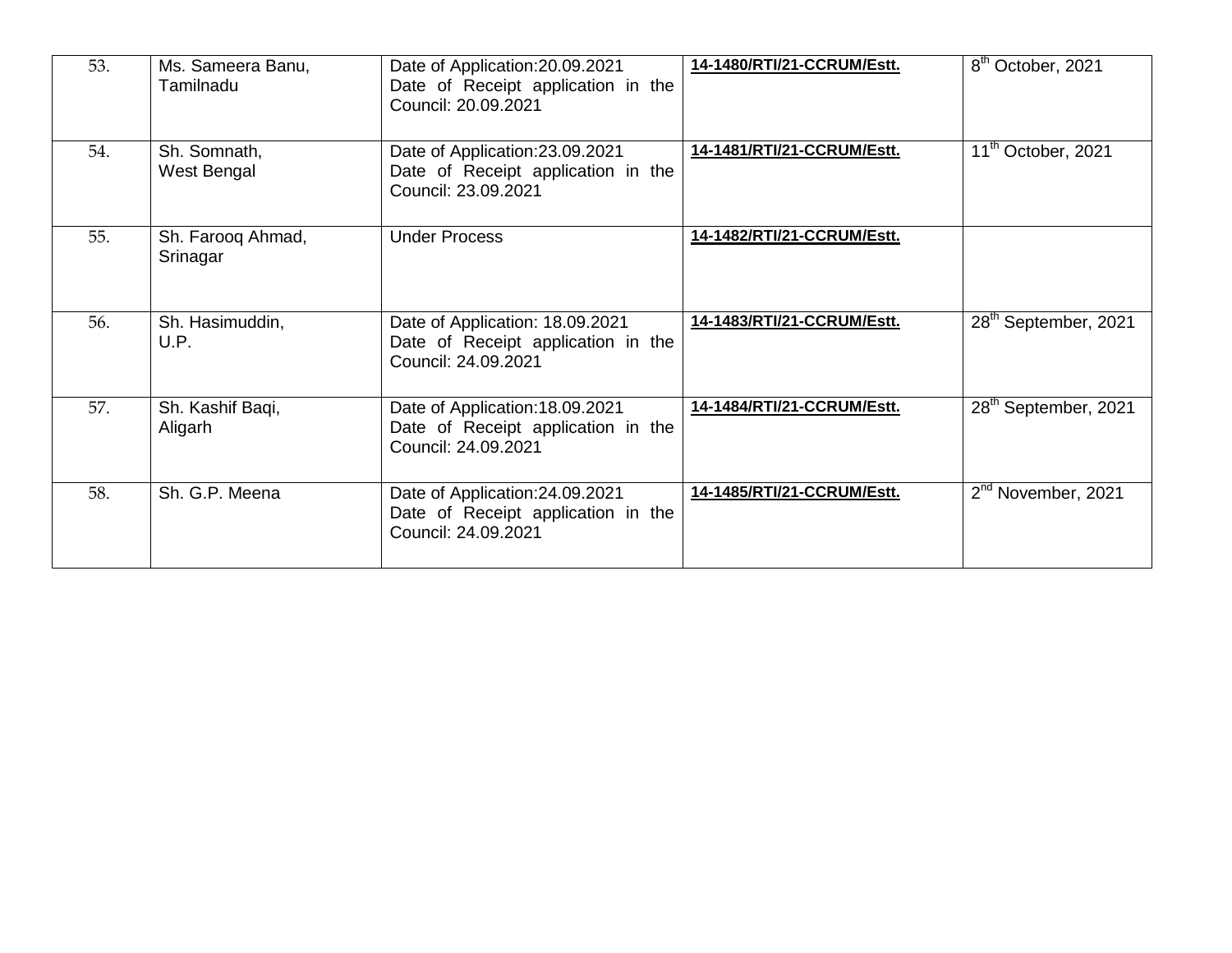| | | | | |
|---|---|---|---|---|
| 53. | Ms. Sameera Banu, Tamilnadu | Date of Application:20.09.2021 Date of Receipt application in the Council: 20.09.2021 | **14-1480/RTI/21-CCRUM/Estt.** | 8th October, 2021 |
| 54. | Sh. Somnath, West Bengal | Date of Application:23.09.2021 Date of Receipt application in the Council: 23.09.2021 | **14-1481/RTI/21-CCRUM/Estt.** | 11th October, 2021 |
| 55. | Sh. Farooq Ahmad, Srinagar | Under Process | **14-1482/RTI/21-CCRUM/Estt.** | |
| 56. | Sh. Hasimuddin, U.P. | Date of Application: 18.09.2021 Date of Receipt application in the Council: 24.09.2021 | **14-1483/RTI/21-CCRUM/Estt.** | 28th September, 2021 |
| 57. | Sh. Kashif Baqi, Aligarh | Date of Application:18.09.2021 Date of Receipt application in the Council: 24.09.2021 | **14-1484/RTI/21-CCRUM/Estt.** | 28th September, 2021 |
| 58. | Sh. G.P. Meena | Date of Application:24.09.2021 Date of Receipt application in the Council: 24.09.2021 | **14-1485/RTI/21-CCRUM/Estt.** | 2nd November, 2021 |